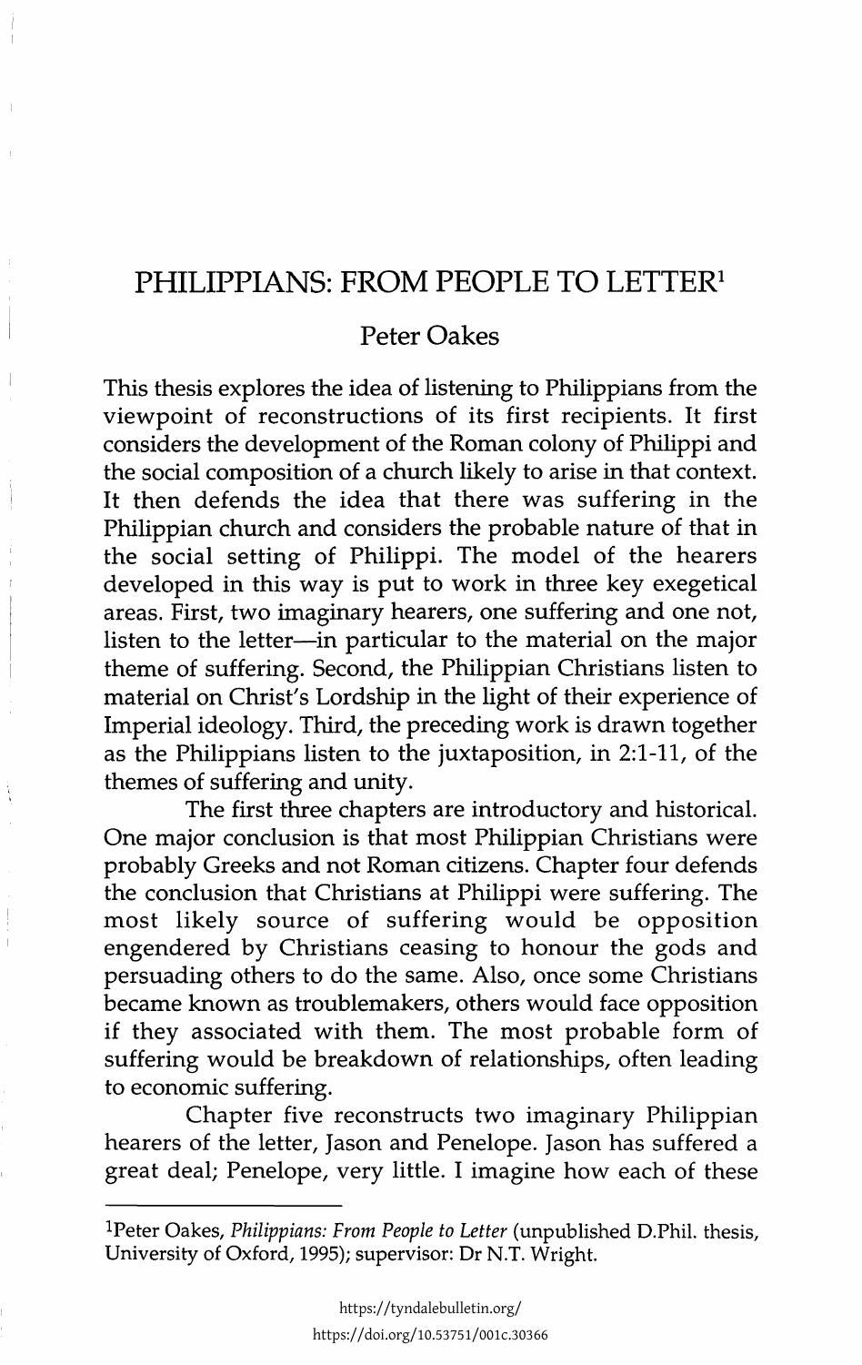# PHILIPPIANS: FROM PEOPLE TO LETTER[1]

## Peter Oakes

This thesis explores the idea of listening to Philippians from the viewpoint of reconstructions of its first recipients. It first considers the development of the Roman colony of Philippi and the social composition of a church likely to arise in that context. It then defends the idea that there was suffering in the Philippian church and considers the probable nature of that in the social setting of Philippi. The model of the hearers developed in this way is put to work in three key exegetical areas. First, two imaginary hearers, one suffering and one not, listen to the letter—in particular to the material on the major theme of suffering. Second, the Philippian Christians listen to material on Christ's Lordship in the light of their experience of Imperial ideology. Third, the preceding work is drawn together as the Philippians listen to the juxtaposition, in 2:1-11, of the themes of suffering and unity.

The first three chapters are introductory and historical. One major conclusion is that most Philippian Christians were probably Greeks and not Roman citizens. Chapter four defends the conclusion that Christians at Philippi were suffering. The most likely source of suffering would be opposition engendered by Christians ceasing to honour the gods and persuading others to do the same. Also, once some Christians became known as troublemakers, others would face opposition if they associated with them. The most probable form of suffering would be breakdown of relationships, often leading to economic suffering.

Chapter five reconstructs two imaginary Philippian hearers of the letter, Jason and Penelope. Jason has suffered a great deal; Penelope, very little. I imagine how each of these

---

[1] Peter Oakes, *Philippians: From People to Letter* (unpublished D.Phil. thesis, University of Oxford, 1995); supervisor: Dr N.T. Wright.

https://tyndalebulletin.org/
https://doi.org/10.53751/001c.30366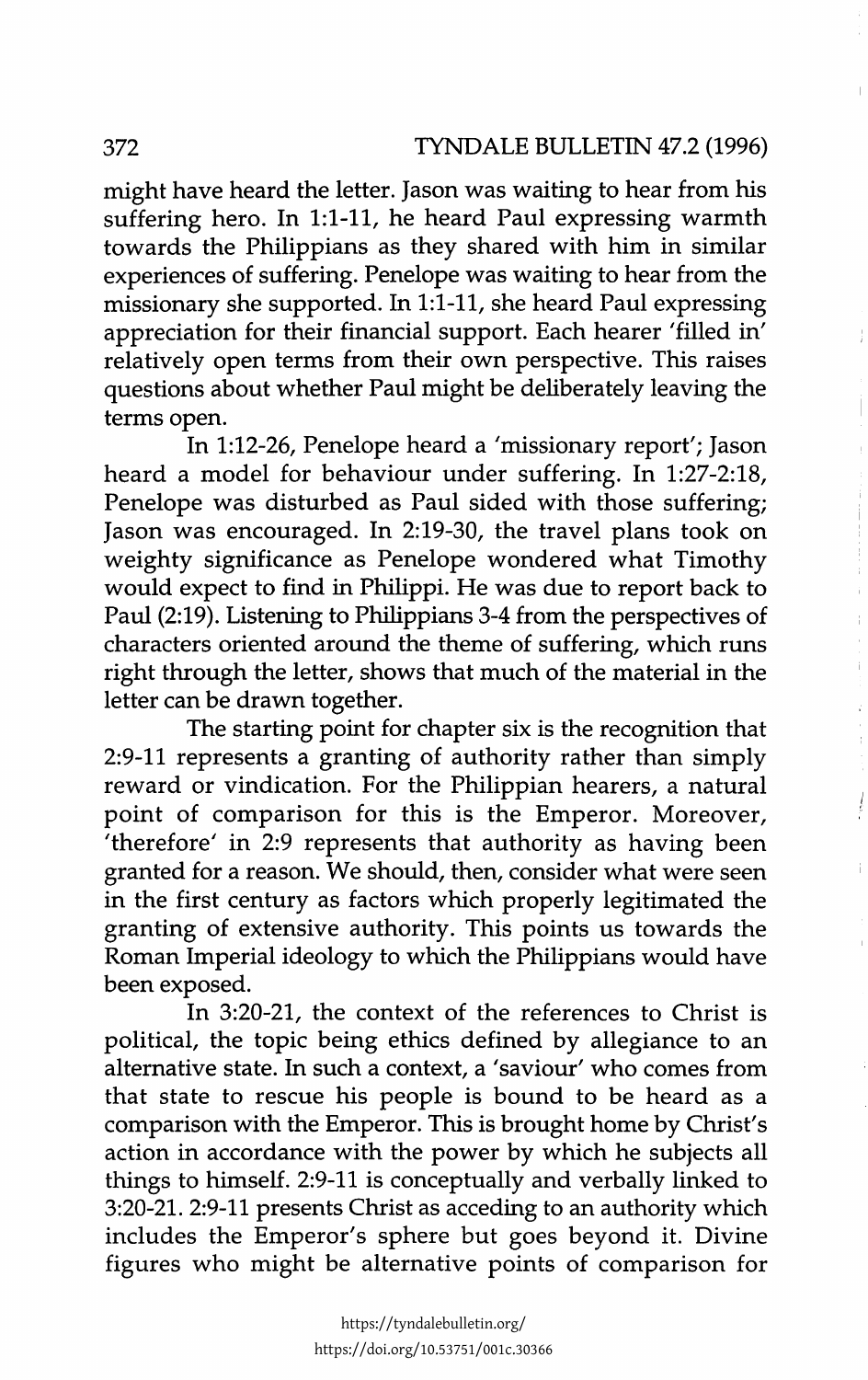might have heard the letter. Jason was waiting to hear from his suffering hero. In 1:1-11, he heard Paul expressing warmth towards the Philippians as they shared with him in similar experiences of suffering. Penelope was waiting to hear from the missionary she supported. In 1:1-11, she heard Paul expressing appreciation for their financial support. Each hearer 'filled in' relatively open terms from their own perspective. This raises questions about whether Paul might be deliberately leaving the terms open.

In 1:12-26, Penelope heard a 'missionary report'; Jason heard a model for behaviour under suffering. In 1:27-2:18, Penelope was disturbed as Paul sided with those suffering; Jason was encouraged. In 2:19-30, the travel plans took on weighty significance as Penelope wondered what Timothy would expect to find in Philippi. He was due to report back to Paul (2:19). Listening to Philippians 3-4 from the perspectives of characters oriented around the theme of suffering, which runs right through the letter, shows that much of the material in the letter can be drawn together.

The starting point for chapter six is the recognition that 2:9-11 represents a granting of authority rather than simply reward or vindication. For the Philippian hearers, a natural point of comparison for this is the Emperor. Moreover, 'therefore' in 2:9 represents that authority as having been granted for a reason. We should, then, consider what were seen in the first century as factors which properly legitimated the granting of extensive authority. This points us towards the Roman Imperial ideology to which the Philippians would have been exposed.

In 3:20-21, the context of the references to Christ is political, the topic being ethics defined by allegiance to an alternative state. In such a context, a 'saviour' who comes from that state to rescue his people is bound to be heard as a comparison with the Emperor. This is brought home by Christ's action in accordance with the power by which he subjects all things to himself. 2:9-11 is conceptually and verbally linked to 3:20-21. 2:9-11 presents Christ as acceding to an authority which includes the Emperor's sphere but goes beyond it. Divine figures who might be alternative points of comparison for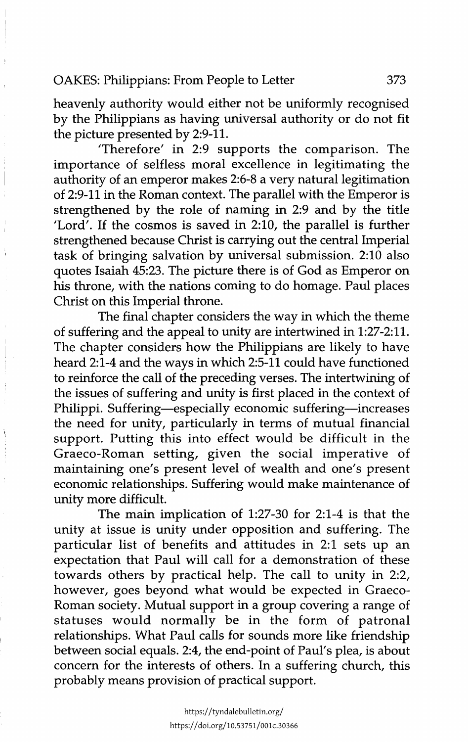heavenly authority would either not be uniformly recognised by the Philippians as having universal authority or do not fit the picture presented by 2:9-11.

'Therefore' in 2:9 supports the comparison. The importance of selfless moral excellence in legitimating the authority of an emperor makes 2:6-8 a very natural legitimation of 2:9-11 in the Roman context. The parallel with the Emperor is strengthened by the role of naming in 2:9 and by the title 'Lord'. If the cosmos is saved in 2:10, the parallel is further strengthened because Christ is carrying out the central Imperial task of bringing salvation by universal submission. 2:10 also quotes Isaiah 45:23. The picture there is of God as Emperor on his throne, with the nations coming to do homage. Paul places Christ on this Imperial throne.

The final chapter considers the way in which the theme of suffering and the appeal to unity are intertwined in 1:27-2:11. The chapter considers how the Philippians are likely to have heard 2:1-4 and the ways in which 2:5-11 could have functioned to reinforce the call of the preceding verses. The intertwining of the issues of suffering and unity is first placed in the context of Philippi. Suffering—especially economic suffering—increases the need for unity, particularly in terms of mutual financial support. Putting this into effect would be difficult in the Graeco-Roman setting, given the social imperative of maintaining one's present level of wealth and one's present economic relationships. Suffering would make maintenance of unity more difficult.

The main implication of 1:27-30 for 2:1-4 is that the unity at issue is unity under opposition and suffering. The particular list of benefits and attitudes in 2:1 sets up an expectation that Paul will call for a demonstration of these towards others by practical help. The call to unity in 2:2, however, goes beyond what would be expected in Graeco-Roman society. Mutual support in a group covering a range of statuses would normally be in the form of patronal relationships. What Paul calls for sounds more like friendship between social equals. 2:4, the end-point of Paul's plea, is about concern for the interests of others. In a suffering church, this probably means provision of practical support.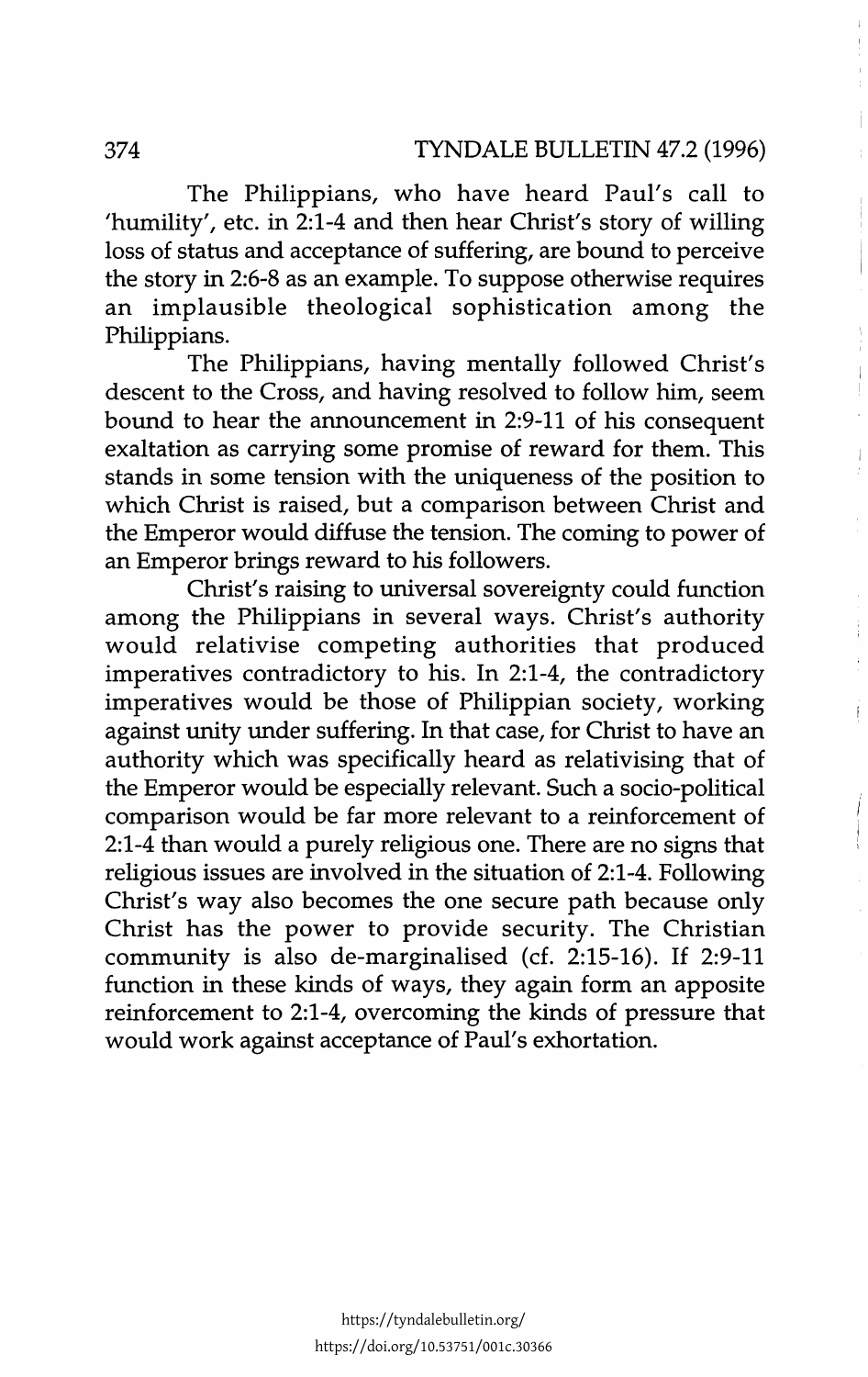The Philippians, who have heard Paul's call to 'humility', etc. in 2:1-4 and then hear Christ's story of willing loss of status and acceptance of suffering, are bound to perceive the story in 2:6-8 as an example. To suppose otherwise requires an implausible theological sophistication among the Philippians.

The Philippians, having mentally followed Christ's descent to the Cross, and having resolved to follow him, seem bound to hear the announcement in 2:9-11 of his consequent exaltation as carrying some promise of reward for them. This stands in some tension with the uniqueness of the position to which Christ is raised, but a comparison between Christ and the Emperor would diffuse the tension. The coming to power of an Emperor brings reward to his followers.

Christ's raising to universal sovereignty could function among the Philippians in several ways. Christ's authority would relativise competing authorities that produced imperatives contradictory to his. In 2:1-4, the contradictory imperatives would be those of Philippian society, working against unity under suffering. In that case, for Christ to have an authority which was specifically heard as relativising that of the Emperor would be especially relevant. Such a socio-political comparison would be far more relevant to a reinforcement of 2:1-4 than would a purely religious one. There are no signs that religious issues are involved in the situation of 2:1-4. Following Christ's way also becomes the one secure path because only Christ has the power to provide security. The Christian community is also de-marginalised (cf. 2:15-16). If 2:9-11 function in these kinds of ways, they again form an apposite reinforcement to 2:1-4, overcoming the kinds of pressure that would work against acceptance of Paul's exhortation.

https://tyndalebulletin.org/
https://doi.org/10.53751/001c.30366